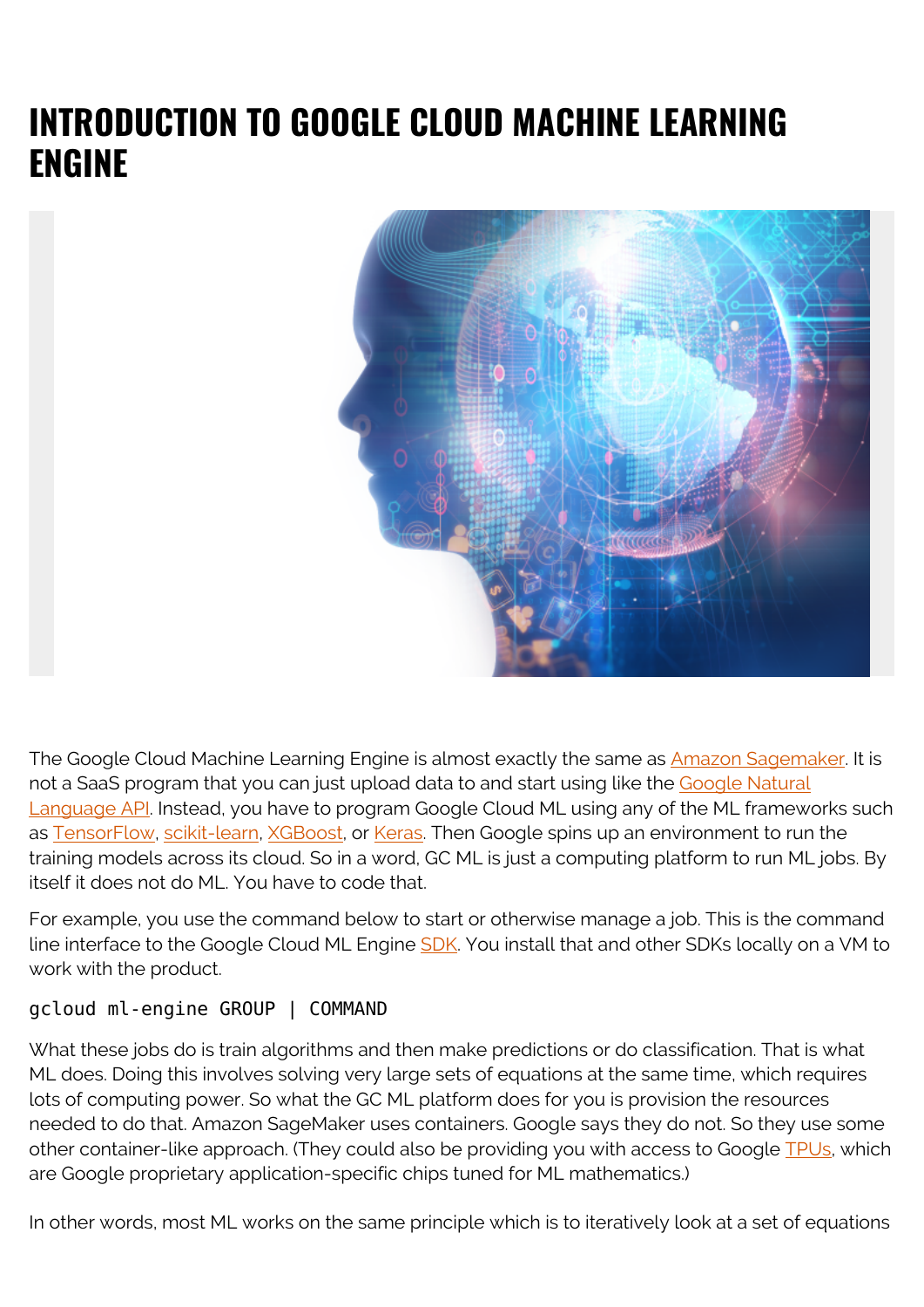# INTRODUCTION TO GOOGLE CLOUD MACHINE LEARNING ENGINE

The Google Cloud Machine Learning Engine is almost exactly the same as Amazon Sagemaker. It is not a SaaS program that you can just upload data to and start using like the Google Natural Language API. Instead, you have to program Google Cloud ML using any of the ML frameworks such as TensorFlow, scikit-learn, XGBoost, or Keras. Then Google spins up an environment to run the training models across its cloud. So in a word, GC ML is just a computing platform to run ML jobs. By itself it does not do ML. You have to code that.

For example, you use the command below to start or otherwise manage a job. This is the command line interface to the Google Cloud ML Engine SDK. You install that and other SDKs locally on a VM to work with the product.

```
gcloud ml-engine GROUP | COMMAND
```

What these jobs do is train algorithms and then make predictions or do classification. That is what ML does. Doing this involves solving very large sets of equations at the same time, which requires lots of computing power. So what the GC ML platform does for you is provision the resources needed to do that. Amazon SageMaker uses containers. Google says they do not. So they use some other container-like approach. (They could also be providing you with access to Google TPUs, which are Google proprietary application-specific chips tuned for ML mathematics.)

In other words, most ML works on the same principle which is to iteratively look at a set of equations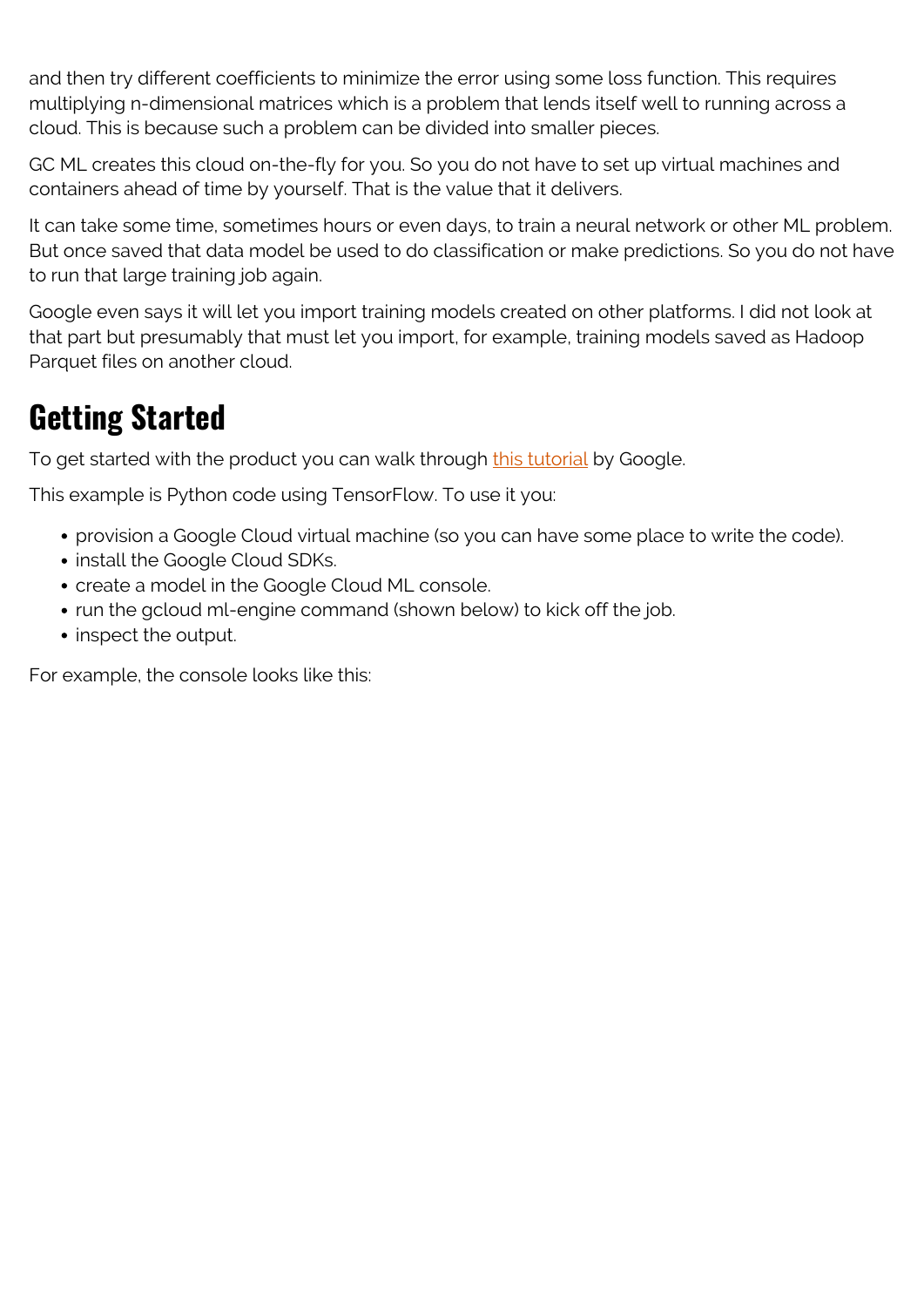and then try different coefficients to minimize the error using some loss function. This requires multiplying n-dimensional matrices which is a problem that lends itself well to running across a cloud. This is because such a problem can be divided into smaller pieces.

GC ML creates this cloud on-the-fly for you. So you do not have to set up virtual machines and containers ahead of time by yourself. That is the value that it delivers.

It can take some time, sometimes hours or even days, to train a neural network or other ML problem. But once saved that data model be used to do classification or make predictions. So you do not have to run that large training job again.

Google even says it will let you import training models created on other platforms. I did not look at that part but presumably that must let you import, for example, training models saved as Hadoop Parquet files on another cloud.

## Getting Started

To get started with the product you can walk through [this tutorial] by Google.

This example is Python code using TensorFlow. To use it you:

- provision a Google Cloud virtual machine (so you can have some place to write the code).
- install the Google Cloud SDKs.
- create a model in the Google Cloud ML console.
- run the gcloud ml-engine command (shown below) to kick off the job.
- inspect the output.

For example, the console looks like this: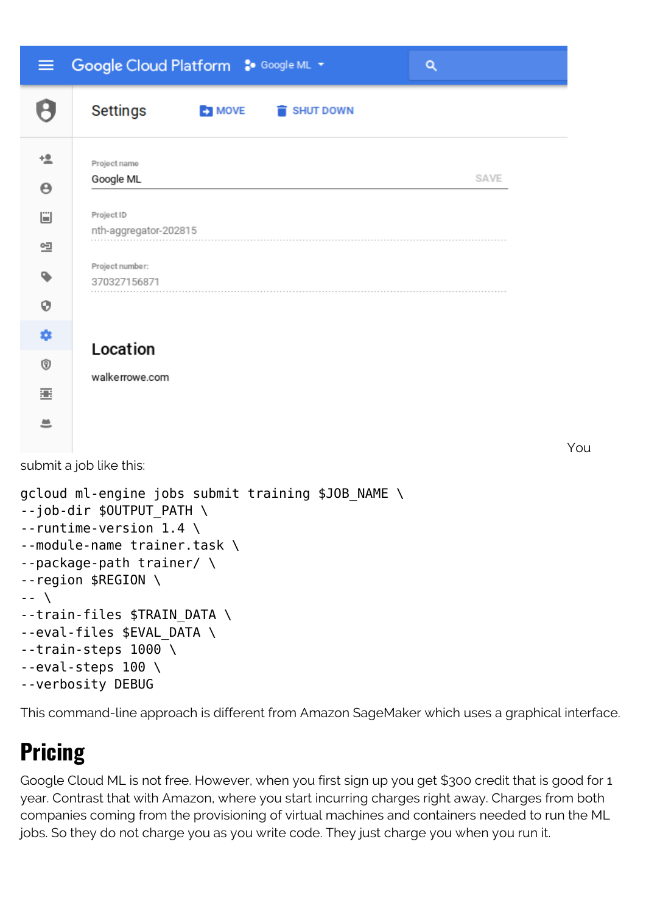You submit a job like this:

```
gcloud ml-engine jobs submit training $JOB_NAME \
--job-dir $OUTPUT_PATH \
--runtime-version 1.4 \
--module-name trainer.task \
--package-path trainer/ \
--region $REGION \
-- \
--train-files $TRAIN_DATA \
--eval-files $EVAL_DATA \
--train-steps 1000 \
--eval-steps 100 \
--verbosity DEBUG
```

This command-line approach is different from Amazon SageMaker which uses a graphical interface.

## Pricing

Google Cloud ML is not free. However, when you first sign up you get $300 credit that is good for 1 year. Contrast that with Amazon, where you start incurring charges right away. Charges from both companies coming from the provisioning of virtual machines and containers needed to run the ML jobs. So they do not charge you as you write code. They just charge you when you run it.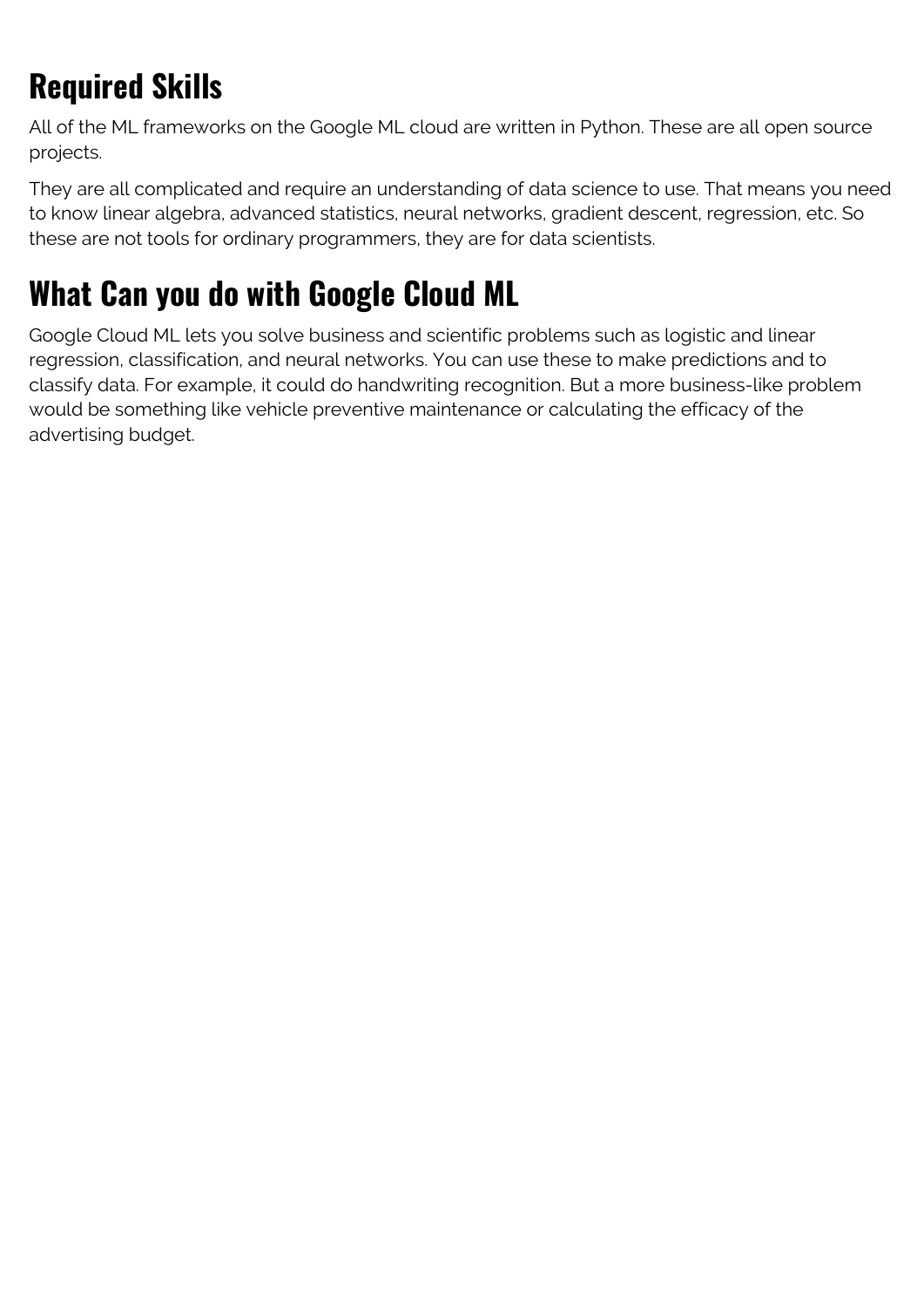## Required Skills

All of the ML frameworks on the Google ML cloud are written in Python. These are all open source projects.

They are all complicated and require an understanding of data science to use. That means you need to know linear algebra, advanced statistics, neural networks, gradient descent, regression, etc. So these are not tools for ordinary programmers, they are for data scientists.

## What Can you do with Google Cloud ML

Google Cloud ML lets you solve business and scientific problems such as logistic and linear regression, classification, and neural networks. You can use these to make predictions and to classify data. For example, it could do handwriting recognition. But a more business-like problem would be something like vehicle preventive maintenance or calculating the efficacy of the advertising budget.